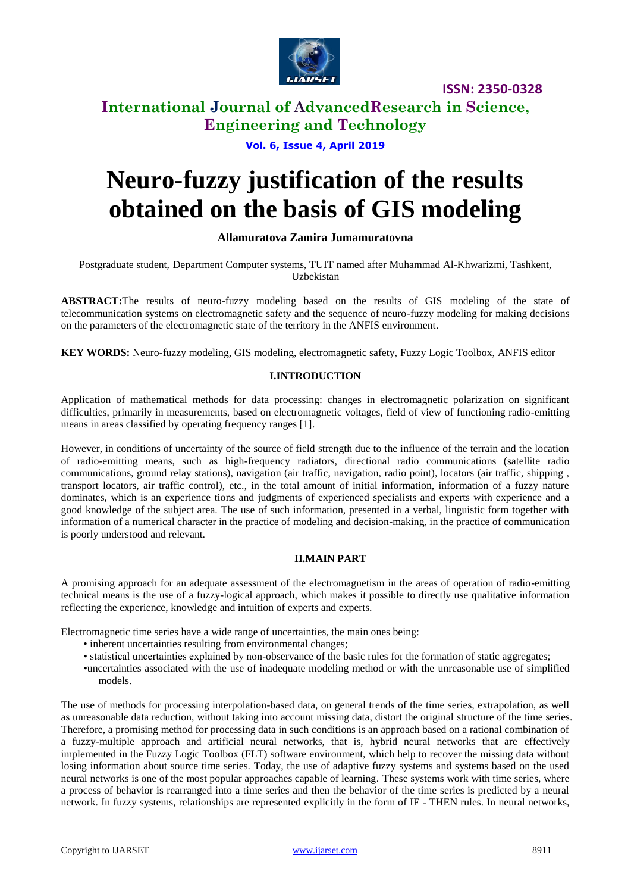# Neuro-fuzzy justification of the results obtained on the basis of GIS modeling

**Allamuratova Zamira Jumamuratovna**

Postgraduate student, Department Computer systems, TUIT named after Muhammad Al-Khwarizmi, Tashkent, Uzbekistan

**ABSTRACT:** The results of neuro-fuzzy modeling based on the results of GIS modeling of the state of telecommunication systems on electromagnetic safety and the sequence of neuro-fuzzy modeling for making decisions on the parameters of the electromagnetic state of the territory in the ANFIS environment.

**KEY WORDS:** Neuro-fuzzy modeling, GIS modeling, electromagnetic safety, Fuzzy Logic Toolbox, ANFIS editor

## I. INTRODUCTION

Application of mathematical methods for data processing: changes in electromagnetic polarization on significant difficulties, primarily in measurements, based on electromagnetic voltages, field of view of functioning radio-emitting means in areas classified by operating frequency ranges [1].

However, in conditions of uncertainty of the source of field strength due to the influence of the terrain and the location of radio-emitting means, such as high-frequency radiators, directional radio communications (satellite radio communications, ground relay stations), navigation (air traffic, navigation, radio point), locators (air traffic, shipping , transport locators, air traffic control), etc., in the total amount of initial information, information of a fuzzy nature dominates, which is an experience tions and judgments of experienced specialists and experts with experience and a good knowledge of the subject area. The use of such information, presented in a verbal, linguistic form together with information of a numerical character in the practice of modeling and decision-making, in the practice of communication is poorly understood and relevant.

## II. MAIN PART

A promising approach for an adequate assessment of the electromagnetism in the areas of operation of radio-emitting technical means is the use of a fuzzy-logical approach, which makes it possible to directly use qualitative information reflecting the experience, knowledge and intuition of experts and experts.

Electromagnetic time series have a wide range of uncertainties, the main ones being:

- inherent uncertainties resulting from environmental changes;
- statistical uncertainties explained by non-observance of the basic rules for the formation of static aggregates;
- uncertainties associated with the use of inadequate modeling method or with the unreasonable use of simplified models.

The use of methods for processing interpolation-based data, on general trends of the time series, extrapolation, as well as unreasonable data reduction, without taking into account missing data, distort the original structure of the time series. Therefore, a promising method for processing data in such conditions is an approach based on a rational combination of a fuzzy-multiple approach and artificial neural networks, that is, hybrid neural networks that are effectively implemented in the Fuzzy Logic Toolbox (FLT) software environment, which help to recover the missing data without losing information about source time series. Today, the use of adaptive fuzzy systems and systems based on the used neural networks is one of the most popular approaches capable of learning. These systems work with time series, where a process of behavior is rearranged into a time series and then the behavior of the time series is predicted by a neural network. In fuzzy systems, relationships are represented explicitly in the form of IF - THEN rules. In neural networks,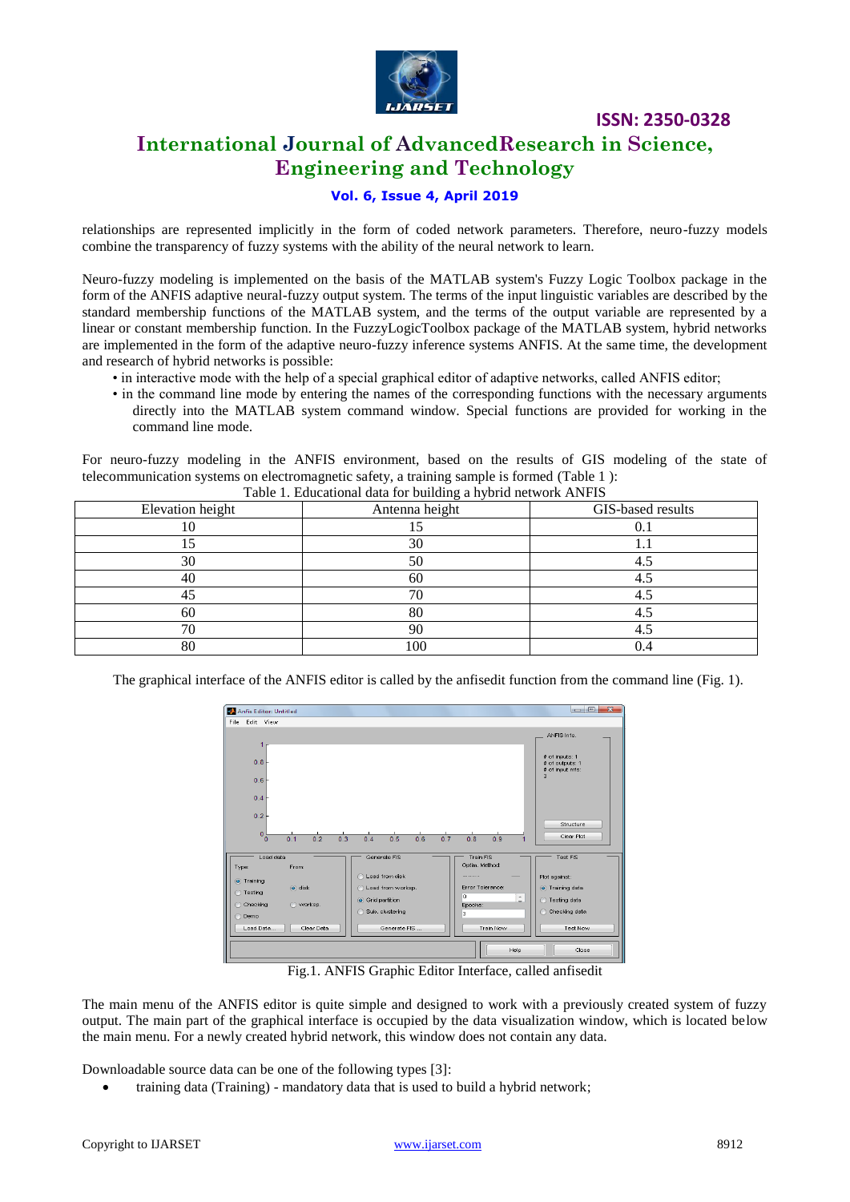relationships are represented implicitly in the form of coded network parameters. Therefore, neuro-fuzzy models combine the transparency of fuzzy systems with the ability of the neural network to learn.

Neuro-fuzzy modeling is implemented on the basis of the MATLAB system's Fuzzy Logic Toolbox package in the form of the ANFIS adaptive neural-fuzzy output system. The terms of the input linguistic variables are described by the standard membership functions of the MATLAB system, and the terms of the output variable are represented by a linear or constant membership function. In the FuzzyLogicToolbox package of the MATLAB system, hybrid networks are implemented in the form of the adaptive neuro-fuzzy inference systems ANFIS. At the same time, the development and research of hybrid networks is possible:

- in interactive mode with the help of a special graphical editor of adaptive networks, called ANFIS editor;
- in the command line mode by entering the names of the corresponding functions with the necessary arguments directly into the MATLAB system command window. Special functions are provided for working in the command line mode.

For neuro-fuzzy modeling in the ANFIS environment, based on the results of GIS modeling of the state of telecommunication systems on electromagnetic safety, a training sample is formed (Table 1 ):

Table 1. Educational data for building a hybrid network ANFIS

| Elevation height | Antenna height | GIS-based results |
|---|---|---|
| 10 | 15 | 0.1 |
| 15 | 30 | 1.1 |
| 30 | 50 | 4.5 |
| 40 | 60 | 4.5 |
| 45 | 70 | 4.5 |
| 60 | 80 | 4.5 |
| 70 | 90 | 4.5 |
| 80 | 100 | 0.4 |

The graphical interface of the ANFIS editor is called by the anfisedit function from the command line (Fig. 1).

Fig.1. ANFIS Graphic Editor Interface, called anfisedit

The main menu of the ANFIS editor is quite simple and designed to work with a previously created system of fuzzy output. The main part of the graphical interface is occupied by the data visualization window, which is located below the main menu. For a newly created hybrid network, this window does not contain any data.

Downloadable source data can be one of the following types [3]:

- training data (Training) - mandatory data that is used to build a hybrid network;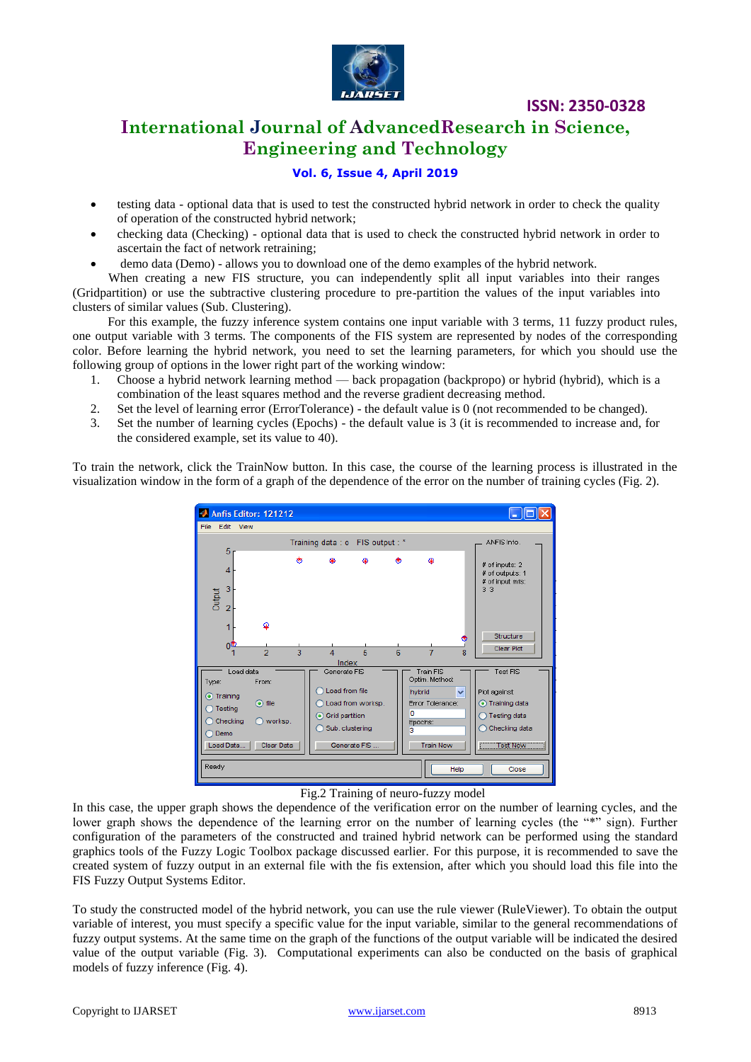- testing data - optional data that is used to test the constructed hybrid network in order to check the quality of operation of the constructed hybrid network;
- checking data (Checking) - optional data that is used to check the constructed hybrid network in order to ascertain the fact of network retraining;
- demo data (Demo) - allows you to download one of the demo examples of the hybrid network.

When creating a new FIS structure, you can independently split all input variables into their ranges (Gridpartition) or use the subtractive clustering procedure to pre-partition the values of the input variables into clusters of similar values (Sub. Clustering).

For this example, the fuzzy inference system contains one input variable with 3 terms, 11 fuzzy product rules, one output variable with 3 terms. The components of the FIS system are represented by nodes of the corresponding color. Before learning the hybrid network, you need to set the learning parameters, for which you should use the following group of options in the lower right part of the working window:

1. Choose a hybrid network learning method — back propagation (backpropo) or hybrid (hybrid), which is a combination of the least squares method and the reverse gradient decreasing method.
2. Set the level of learning error (ErrorTolerance) - the default value is 0 (not recommended to be changed).
3. Set the number of learning cycles (Epochs) - the default value is 3 (it is recommended to increase and, for the considered example, set its value to 40).

To train the network, click the TrainNow button. In this case, the course of the learning process is illustrated in the visualization window in the form of a graph of the dependence of the error on the number of training cycles (Fig. 2).

Fig.2 Training of neuro-fuzzy model

In this case, the upper graph shows the dependence of the verification error on the number of learning cycles, and the lower graph shows the dependence of the learning error on the number of learning cycles (the "*" sign). Further configuration of the parameters of the constructed and trained hybrid network can be performed using the standard graphics tools of the Fuzzy Logic Toolbox package discussed earlier. For this purpose, it is recommended to save the created system of fuzzy output in an external file with the fis extension, after which you should load this file into the FIS Fuzzy Output Systems Editor.

To study the constructed model of the hybrid network, you can use the rule viewer (RuleViewer). To obtain the output variable of interest, you must specify a specific value for the input variable, similar to the general recommendations of fuzzy output systems. At the same time on the graph of the functions of the output variable will be indicated the desired value of the output variable (Fig. 3). Computational experiments can also be conducted on the basis of graphical models of fuzzy inference (Fig. 4).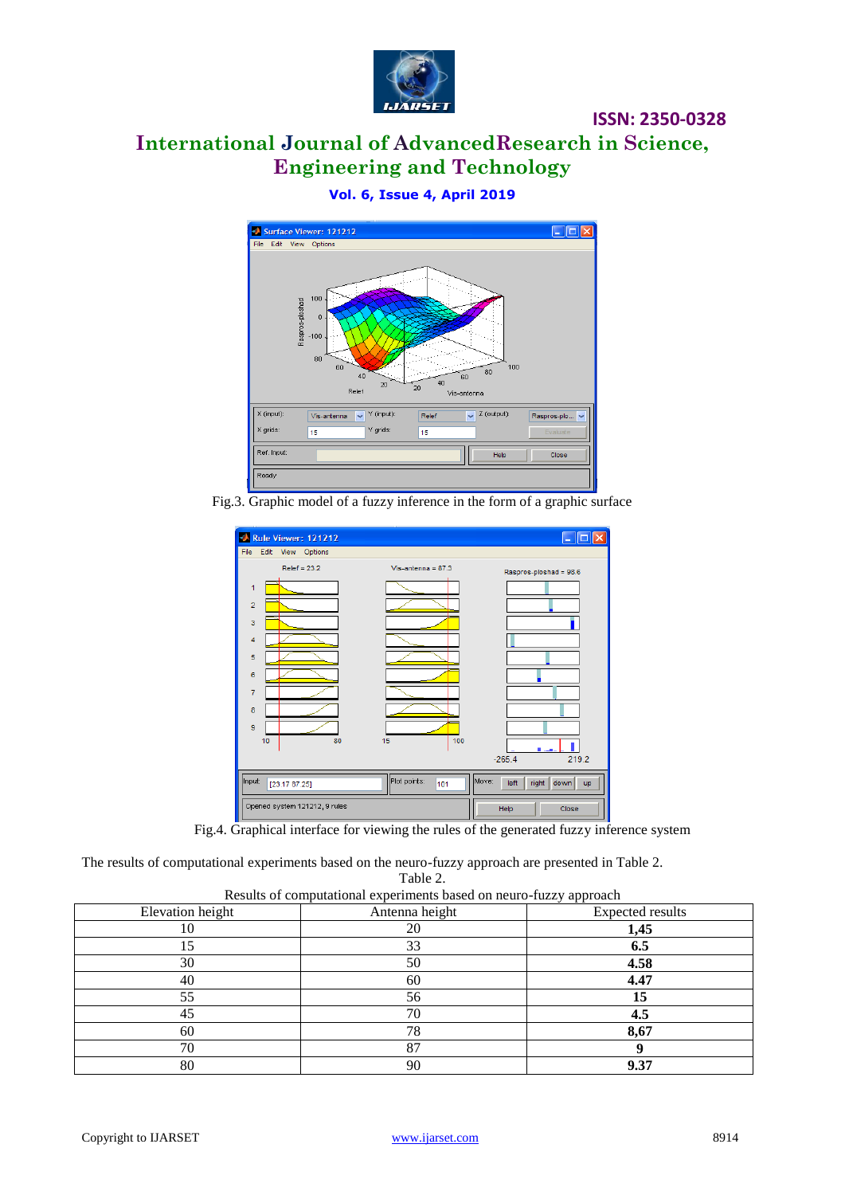Fig.3. Graphic model of a fuzzy inference in the form of a graphic surface

Fig.4. Graphical interface for viewing the rules of the generated fuzzy inference system

The results of computational experiments based on the neuro-fuzzy approach are presented in Table 2.

Table 2.

Results of computational experiments based on neuro-fuzzy approach

| Elevation height | Antenna height | Expected results |
|---|---|---|
| 10 | 20 | **1,45** |
| 15 | 33 | **6.5** |
| 30 | 50 | **4.58** |
| 40 | 60 | **4.47** |
| 55 | 56 | **15** |
| 45 | 70 | **4.5** |
| 60 | 78 | **8,67** |
| 70 | 87 | **9** |
| 80 | 90 | **9.37** |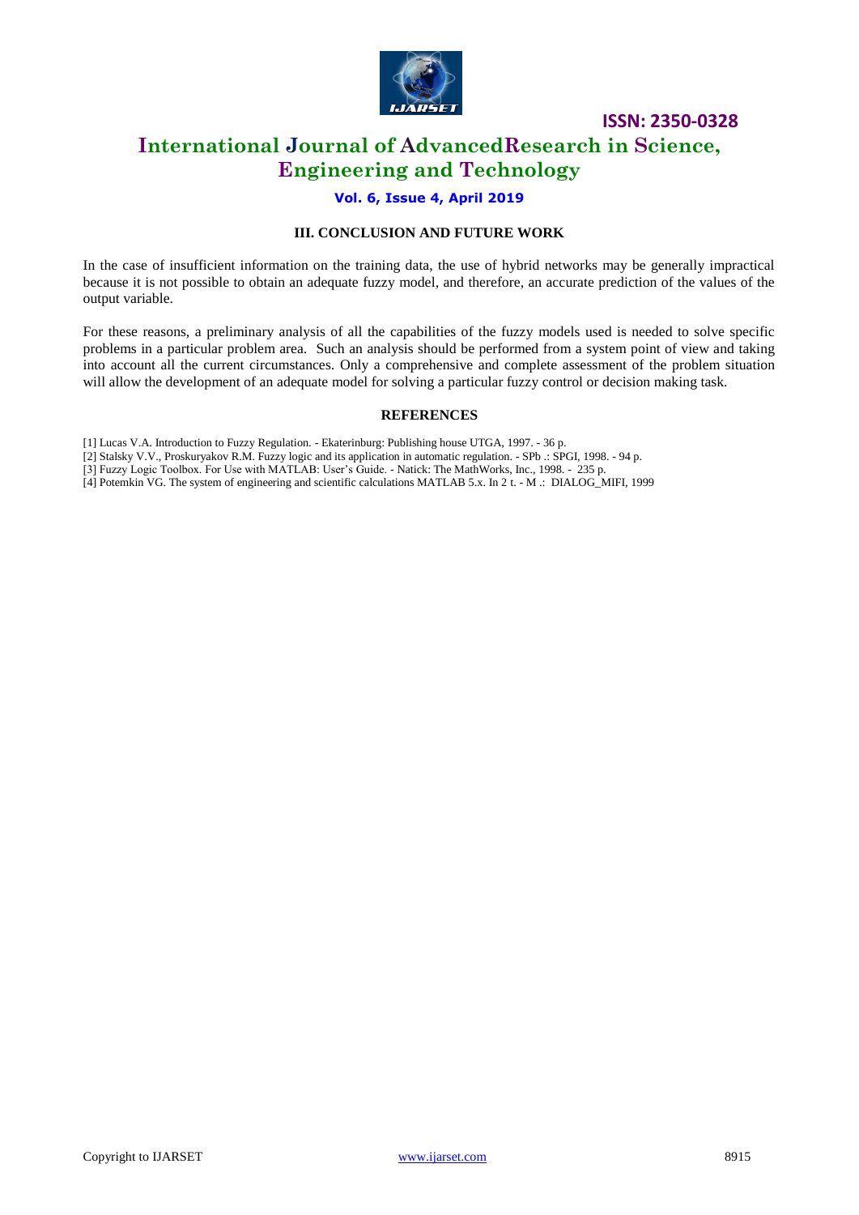## III. CONCLUSION AND FUTURE WORK

In the case of insufficient information on the training data, the use of hybrid networks may be generally impractical because it is not possible to obtain an adequate fuzzy model, and therefore, an accurate prediction of the values of the output variable.

For these reasons, a preliminary analysis of all the capabilities of the fuzzy models used is needed to solve specific problems in a particular problem area. Such an analysis should be performed from a system point of view and taking into account all the current circumstances. Only a comprehensive and complete assessment of the problem situation will allow the development of an adequate model for solving a particular fuzzy control or decision making task.

## REFERENCES

[1] Lucas V.A. Introduction to Fuzzy Regulation. - Ekaterinburg: Publishing house UTGA, 1997. - 36 p.

[2] Stalsky V.V., Proskuryakov R.M. Fuzzy logic and its application in automatic regulation. - SPb .: SPGI, 1998. - 94 p.

[3] Fuzzy Logic Toolbox. For Use with MATLAB: User's Guide. - Natick: The MathWorks, Inc., 1998. - 235 p.

[4] Potemkin VG. The system of engineering and scientific calculations MATLAB 5.x. In 2 t. - M .: DIALOG_MIFI, 1999